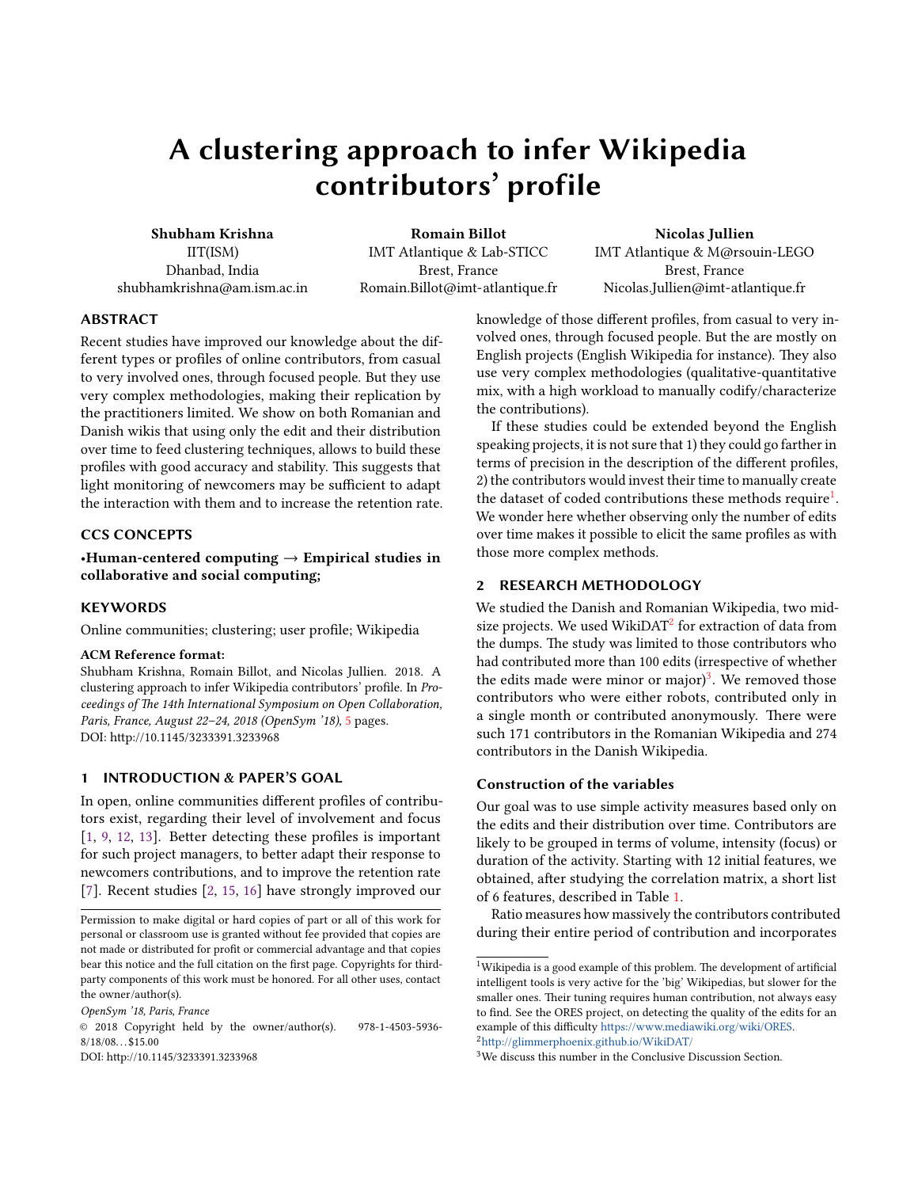# A clustering approach to infer Wikipedia contributors' profile

**Shubham Krishna**
IIT(ISM)
Dhanbad, India
shubhamkrishna@am.ism.ac.in

**Romain Billot**
IMT Atlantique & Lab-STICC
Brest, France
Romain.Billot@imt-atlantique.fr

**Nicolas Jullien**
IMT Atlantique & M@rsouin-LEGO
Brest, France
Nicolas.Jullien@imt-atlantique.fr

## ABSTRACT

Recent studies have improved our knowledge about the different types or profiles of online contributors, from casual to very involved ones, through focused people. But they use very complex methodologies, making their replication by the practitioners limited. We show on both Romanian and Danish wikis that using only the edit and their distribution over time to feed clustering techniques, allows to build these profiles with good accuracy and stability. This suggests that light monitoring of newcomers may be sufficient to adapt the interaction with them and to increase the retention rate.

## CCS CONCEPTS

•**Human-centered computing** → **Empirical studies in collaborative and social computing;**

## KEYWORDS

Online communities; clustering; user profile; Wikipedia

**ACM Reference format:**
Shubham Krishna, Romain Billot, and Nicolas Jullien. 2018. A clustering approach to infer Wikipedia contributors' profile. In *Proceedings of The 14th International Symposium on Open Collaboration, Paris, France, August 22–24, 2018 (OpenSym '18),* 5 pages.
DOI: http://10.1145/3233391.3233968

## 1 INTRODUCTION & PAPER'S GOAL

In open, online communities different profiles of contributors exist, regarding their level of involvement and focus [1, 9, 12, 13]. Better detecting these profiles is important for such project managers, to better adapt their response to newcomers contributions, and to improve the retention rate [7]. Recent studies [2, 15, 16] have strongly improved our knowledge of those different profiles, from casual to very involved ones, through focused people. But the are mostly on English projects (English Wikipedia for instance). They also use very complex methodologies (qualitative-quantitative mix, with a high workload to manually codify/characterize the contributions).

If these studies could be extended beyond the English speaking projects, it is not sure that 1) they could go farther in terms of precision in the description of the different profiles, 2) the contributors would invest their time to manually create the dataset of coded contributions these methods require[1]. We wonder here whether observing only the number of edits over time makes it possible to elicit the same profiles as with those more complex methods.

## 2 RESEARCH METHODOLOGY

We studied the Danish and Romanian Wikipedia, two mid-size projects. We used WikiDAT[2] for extraction of data from the dumps. The study was limited to those contributors who had contributed more than 100 edits (irrespective of whether the edits made were minor or major)[3]. We removed those contributors who were either robots, contributed only in a single month or contributed anonymously. There were such 171 contributors in the Romanian Wikipedia and 274 contributors in the Danish Wikipedia.

### Construction of the variables

Our goal was to use simple activity measures based only on the edits and their distribution over time. Contributors are likely to be grouped in terms of volume, intensity (focus) or duration of the activity. Starting with 12 initial features, we obtained, after studying the correlation matrix, a short list of 6 features, described in Table 1.

Ratio measures how massively the contributors contributed during their entire period of contribution and incorporates

---

Permission to make digital or hard copies of part or all of this work for personal or classroom use is granted without fee provided that copies are not made or distributed for profit or commercial advantage and that copies bear this notice and the full citation on the first page. Copyrights for third-party components of this work must be honored. For all other uses, contact the owner/author(s).

*OpenSym '18, Paris, France*

© 2018 Copyright held by the owner/author(s). 978-1-4503-5936-8/18/08...$15.00

DOI: http://10.1145/3233391.3233968

[1] Wikipedia is a good example of this problem. The development of artificial intelligent tools is very active for the 'big' Wikipedias, but slower for the smaller ones. Their tuning requires human contribution, not always easy to find. See the ORES project, on detecting the quality of the edits for an example of this difficulty https://www.mediawiki.org/wiki/ORES.

[2] http://glimmerphoenix.github.io/WikiDAT/

[3] We discuss this number in the Conclusive Discussion Section.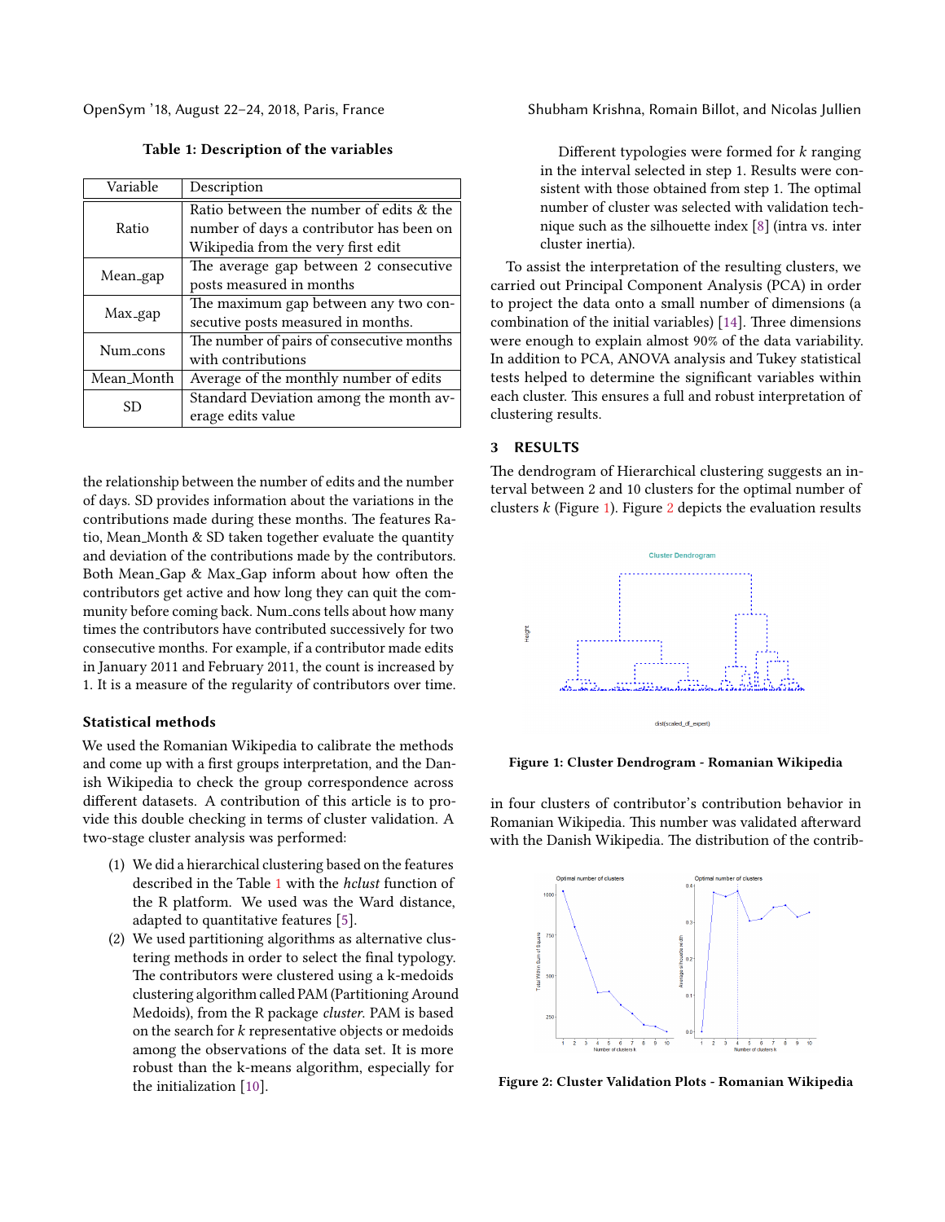Table 1: Description of the variables

| Variable | Description |
|---|---|
| Ratio | Ratio between the number of edits & the number of days a contributor has been on Wikipedia from the very first edit |
| Mean_gap | The average gap between 2 consecutive posts measured in months |
| Max_gap | The maximum gap between any two consecutive posts measured in months. |
| Num_cons | The number of pairs of consecutive months with contributions |
| Mean_Month | Average of the monthly number of edits |
| SD | Standard Deviation among the month average edits value |

the relationship between the number of edits and the number of days. SD provides information about the variations in the contributions made during these months. The features Ratio, Mean_Month & SD taken together evaluate the quantity and deviation of the contributions made by the contributors. Both Mean_Gap & Max_Gap inform about how often the contributors get active and how long they can quit the community before coming back. Num_cons tells about how many times the contributors have contributed successively for two consecutive months. For example, if a contributor made edits in January 2011 and February 2011, the count is increased by 1. It is a measure of the regularity of contributors over time.

### Statistical methods

We used the Romanian Wikipedia to calibrate the methods and come up with a first groups interpretation, and the Danish Wikipedia to check the group correspondence across different datasets. A contribution of this article is to provide this double checking in terms of cluster validation. A two-stage cluster analysis was performed:

1. We did a hierarchical clustering based on the features described in the Table 1 with the *hclust* function of the R platform. We used was the Ward distance, adapted to quantitative features [5].
2. We used partitioning algorithms as alternative clustering methods in order to select the final typology. The contributors were clustered using a k-medoids clustering algorithm called PAM (Partitioning Around Medoids), from the R package *cluster*. PAM is based on the search for $k$ representative objects or medoids among the observations of the data set. It is more robust than the k-means algorithm, especially for the initialization [10].

   Different typologies were formed for $k$ ranging in the interval selected in step 1. Results were consistent with those obtained from step 1. The optimal number of cluster was selected with validation technique such as the silhouette index [8] (intra vs. inter cluster inertia).

To assist the interpretation of the resulting clusters, we carried out Principal Component Analysis (PCA) in order to project the data onto a small number of dimensions (a combination of the initial variables) [14]. Three dimensions were enough to explain almost 90% of the data variability. In addition to PCA, ANOVA analysis and Tukey statistical tests helped to determine the significant variables within each cluster. This ensures a full and robust interpretation of clustering results.

## 3 RESULTS

The dendrogram of Hierarchical clustering suggests an interval between 2 and 10 clusters for the optimal number of clusters $k$ (Figure 1). Figure 2 depicts the evaluation results in four clusters of contributor's contribution behavior in Romanian Wikipedia. This number was validated afterward with the Danish Wikipedia. The distribution of the contrib-

Figure 1: Cluster Dendrogram - Romanian Wikipedia

Figure 2: Cluster Validation Plots - Romanian Wikipedia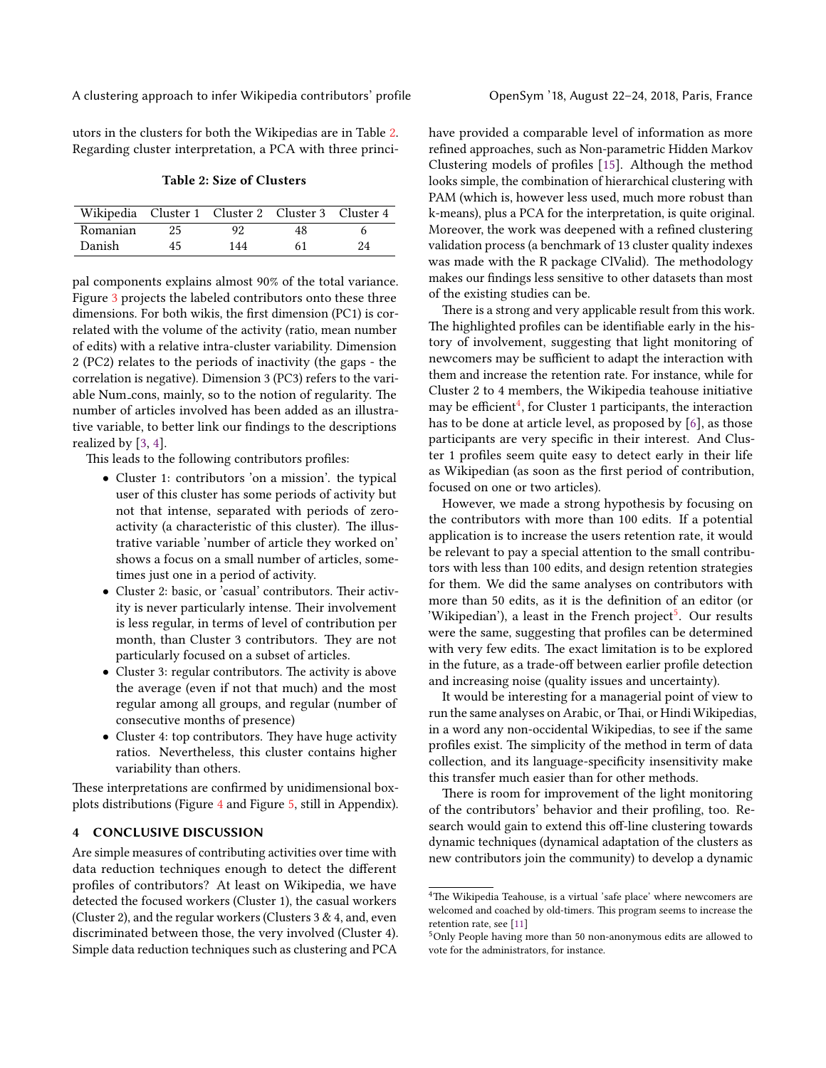utors in the clusters for both the Wikipedias are in Table 2. Regarding cluster interpretation, a PCA with three principal components explains almost 90% of the total variance. Figure 3 projects the labeled contributors onto these three dimensions. For both wikis, the first dimension (PC1) is correlated with the volume of the activity (ratio, mean number of edits) with a relative intra-cluster variability. Dimension 2 (PC2) relates to the periods of inactivity (the gaps - the correlation is negative). Dimension 3 (PC3) refers to the variable Num_cons, mainly, so to the notion of regularity. The number of articles involved has been added as an illustrative variable, to better link our findings to the descriptions realized by [3, 4].

**Table 2: Size of Clusters**

| Wikipedia | Cluster 1 | Cluster 2 | Cluster 3 | Cluster 4 |
|---|---|---|---|---|
| Romanian | 25 | 92 | 48 | 6 |
| Danish | 45 | 144 | 61 | 24 |

This leads to the following contributors profiles:

- Cluster 1: contributors 'on a mission'. the typical user of this cluster has some periods of activity but not that intense, separated with periods of zero-activity (a characteristic of this cluster). The illustrative variable 'number of article they worked on' shows a focus on a small number of articles, sometimes just one in a period of activity.
- Cluster 2: basic, or 'casual' contributors. Their activity is never particularly intense. Their involvement is less regular, in terms of level of contribution per month, than Cluster 3 contributors. They are not particularly focused on a subset of articles.
- Cluster 3: regular contributors. The activity is above the average (even if not that much) and the most regular among all groups, and regular (number of consecutive months of presence)
- Cluster 4: top contributors. They have huge activity ratios. Nevertheless, this cluster contains higher variability than others.

These interpretations are confirmed by unidimensional boxplots distributions (Figure 4 and Figure 5, still in Appendix).

## 4 CONCLUSIVE DISCUSSION

Are simple measures of contributing activities over time with data reduction techniques enough to detect the different profiles of contributors? At least on Wikipedia, we have detected the focused workers (Cluster 1), the casual workers (Cluster 2), and the regular workers (Clusters 3 & 4, and, even discriminated between those, the very involved (Cluster 4). Simple data reduction techniques such as clustering and PCA have provided a comparable level of information as more refined approaches, such as Non-parametric Hidden Markov Clustering models of profiles [15]. Although the method looks simple, the combination of hierarchical clustering with PAM (which is, however less used, much more robust than k-means), plus a PCA for the interpretation, is quite original. Moreover, the work was deepened with a refined clustering validation process (a benchmark of 13 cluster quality indexes was made with the R package ClValid). The methodology makes our findings less sensitive to other datasets than most of the existing studies can be.

There is a strong and very applicable result from this work. The highlighted profiles can be identifiable early in the history of involvement, suggesting that light monitoring of newcomers may be sufficient to adapt the interaction with them and increase the retention rate. For instance, while for Cluster 2 to 4 members, the Wikipedia teahouse initiative may be efficient[4], for Cluster 1 participants, the interaction has to be done at article level, as proposed by [6], as those participants are very specific in their interest. And Cluster 1 profiles seem quite easy to detect early in their life as Wikipedian (as soon as the first period of contribution, focused on one or two articles).

However, we made a strong hypothesis by focusing on the contributors with more than 100 edits. If a potential application is to increase the users retention rate, it would be relevant to pay a special attention to the small contributors with less than 100 edits, and design retention strategies for them. We did the same analyses on contributors with more than 50 edits, as it is the definition of an editor (or 'Wikipedian'), a least in the French project[5]. Our results were the same, suggesting that profiles can be determined with very few edits. The exact limitation is to be explored in the future, as a trade-off between earlier profile detection and increasing noise (quality issues and uncertainty).

It would be interesting for a managerial point of view to run the same analyses on Arabic, or Thai, or Hindi Wikipedias, in a word any non-occidental Wikipedias, to see if the same profiles exist. The simplicity of the method in term of data collection, and its language-specificity insensitivity make this transfer much easier than for other methods.

There is room for improvement of the light monitoring of the contributors' behavior and their profiling, too. Research would gain to extend this off-line clustering towards dynamic techniques (dynamical adaptation of the clusters as new contributors join the community) to develop a dynamic

---

[4] The Wikipedia Teahouse, is a virtual 'safe place' where newcomers are welcomed and coached by old-timers. This program seems to increase the retention rate, see [11]

[5] Only People having more than 50 non-anonymous edits are allowed to vote for the administrators, for instance.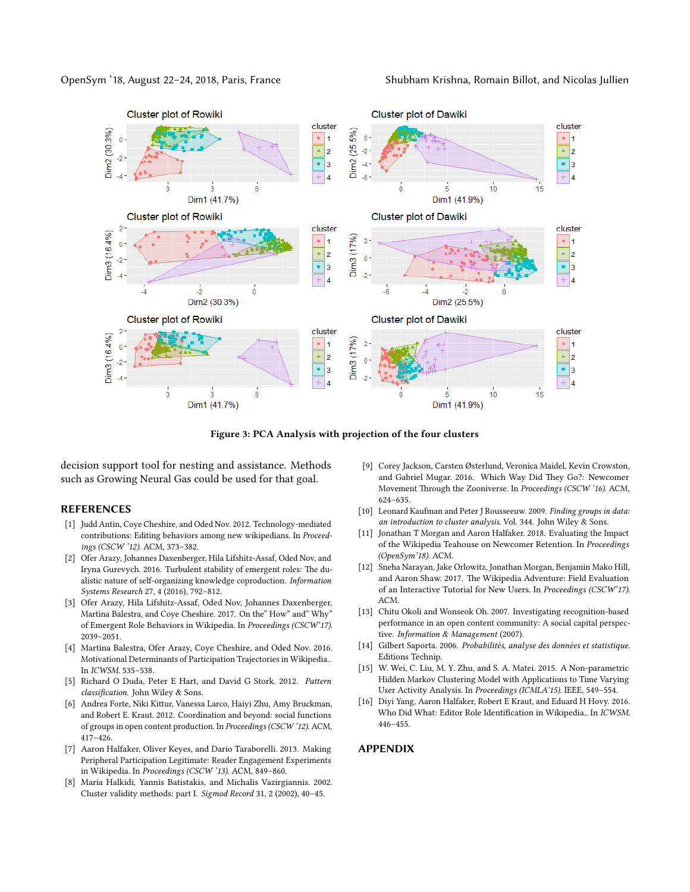Figure 3: PCA Analysis with projection of the four clusters

decision support tool for nesting and assistance. Methods such as Growing Neural Gas could be used for that goal.

## REFERENCES

- [1] Judd Antin, Coye Cheshire, and Oded Nov. 2012. Technology-mediated contributions: Editing behaviors among new wikipedians. In *Proceedings (CSCW '12)*. ACM, 373–382.
- [2] Ofer Arazy, Johannes Daxenberger, Hila Lifshitz-Assaf, Oded Nov, and Iryna Gurevych. 2016. Turbulent stability of emergent roles: The dualistic nature of self-organizing knowledge coproduction. *Information Systems Research* 27, 4 (2016), 792–812.
- [3] Ofer Arazy, Hila Lifshitz-Assaf, Oded Nov, Johannes Daxenberger, Martina Balestra, and Coye Cheshire. 2017. On the" How" and" Why" of Emergent Role Behaviors in Wikipedia. In *Proceedings (CSCW'17)*. 2039–2051.
- [4] Martina Balestra, Ofer Arazy, Coye Cheshire, and Oded Nov. 2016. Motivational Determinants of Participation Trajectories in Wikipedia.. In *ICWSM*. 535–538.
- [5] Richard O Duda, Peter E Hart, and David G Stork. 2012. *Pattern classification*. John Wiley & Sons.
- [6] Andrea Forte, Niki Kittur, Vanessa Larco, Haiyi Zhu, Amy Bruckman, and Robert E. Kraut. 2012. Coordination and beyond: social functions of groups in open content production. In *Proceedings (CSCW '12)*. ACM, 417–426.
- [7] Aaron Halfaker, Oliver Keyes, and Dario Taraborelli. 2013. Making Peripheral Participation Legitimate: Reader Engagement Experiments in Wikipedia. In *Proceedings (CSCW '13)*. ACM, 849–860.
- [8] Maria Halkidi, Yannis Batistakis, and Michalis Vazirgiannis. 2002. Cluster validity methods: part I. *Sigmod Record* 31, 2 (2002), 40–45.
- [9] Corey Jackson, Carsten Østerlund, Veronica Maidel, Kevin Crowston, and Gabriel Mugar. 2016. Which Way Did They Go?: Newcomer Movement Through the Zooniverse. In *Proceedings (CSCW '16)*. ACM, 624–635.
- [10] Leonard Kaufman and Peter J Rousseeuw. 2009. *Finding groups in data: an introduction to cluster analysis*. Vol. 344. John Wiley & Sons.
- [11] Jonathan T Morgan and Aaron Halfaker. 2018. Evaluating the Impact of the Wikipedia Teahouse on Newcomer Retention. In *Proceedings (OpenSym'18)*. ACM.
- [12] Sneha Narayan, Jake Orlowitz, Jonathan Morgan, Benjamin Mako Hill, and Aaron Shaw. 2017. The Wikipedia Adventure: Field Evaluation of an Interactive Tutorial for New Users. In *Proceedings (CSCW'17)*. ACM.
- [13] Chitu Okoli and Wonseok Oh. 2007. Investigating recognition-based performance in an open content community: A social capital perspective. *Information & Management* (2007).
- [14] Gilbert Saporta. 2006. *Probabilités, analyse des données et statistique*. Editions Technip.
- [15] W. Wei, C. Liu, M. Y. Zhu, and S. A. Matei. 2015. A Non-parametric Hidden Markov Clustering Model with Applications to Time Varying User Activity Analysis. In *Proceedings (ICMLA'15)*. IEEE, 549–554.
- [16] Diyi Yang, Aaron Halfaker, Robert E Kraut, and Eduard H Hovy. 2016. Who Did What: Editor Role Identification in Wikipedia.. In *ICWSM*. 446–455.

## APPENDIX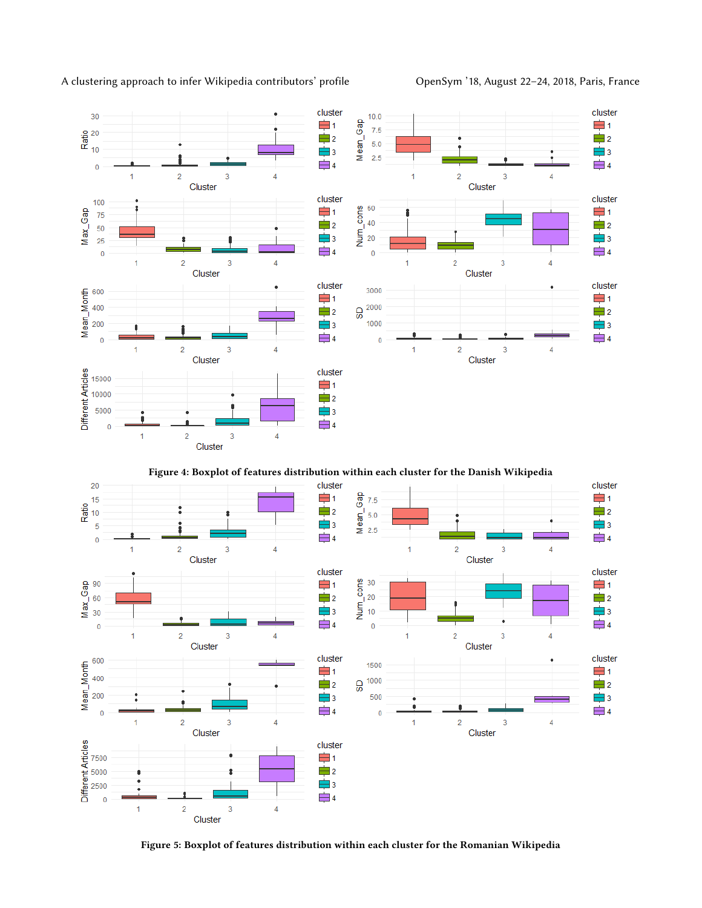Ratio
30
20
10
0
1 2 3 4
Cluster
cluster
1
2
3
4

Mean_Gap
10.0
7.5
5.0
2.5
1 2 3 4
Cluster
cluster
1
2
3
4

Max_Gap
100
75
50
25
0
1 2 3 4
Cluster
cluster
1
2
3
4

Num_cons
60
40
20
0
1 2 3 4
Cluster
cluster
1
2
3
4

Mean_Month
600
400
200
0
1 2 3 4
Cluster
cluster
1
2
3
4

SD
3000
2000
1000
0
1 2 3 4
Cluster
cluster
1
2
3
4

Different Articles
15000
10000
5000
0
1 2 3 4
Cluster
cluster
1
2
3
4

**Figure 4: Boxplot of features distribution within each cluster for the Danish Wikipedia**

Ratio
20
15
10
5
0
1 2 3 4
Cluster
cluster
1
2
3
4

Mean_Gap
7.5
5.0
2.5
1 2 3 4
Cluster
cluster
1
2
3
4

Max_Gap
90
60
30
0
1 2 3 4
Cluster
cluster
1
2
3
4

Num_cons
30
20
10
0
1 2 3 4
Cluster
cluster
1
2
3
4

Mean_Month
600
400
200
0
1 2 3 4
Cluster
cluster
1
2
3
4

SD
1500
1000
500
0
1 2 3 4
Cluster
cluster
1
2
3
4

Different Articles
7500
5000
2500
0
1 2 3 4
Cluster
cluster
1
2
3
4

**Figure 5: Boxplot of features distribution within each cluster for the Romanian Wikipedia**